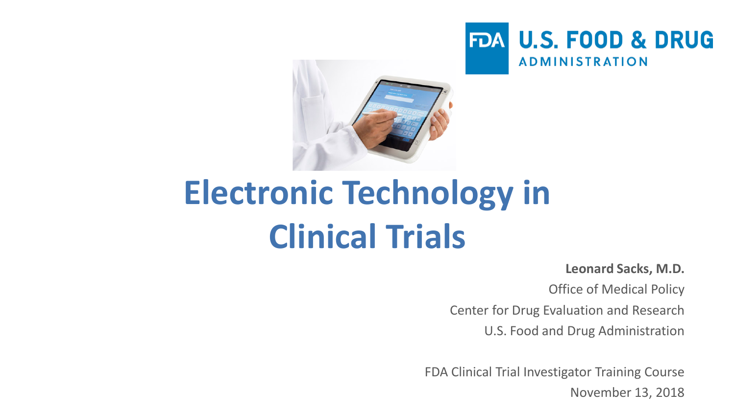U.S. FOOD & DRUG ADMINISTRATION

# Electronic Technology in Clinical Trials

**Leonard Sacks, M.D.**

Office of Medical Policy

Center for Drug Evaluation and Research

U.S. Food and Drug Administration

FDA Clinical Trial Investigator Training Course

November 13, 2018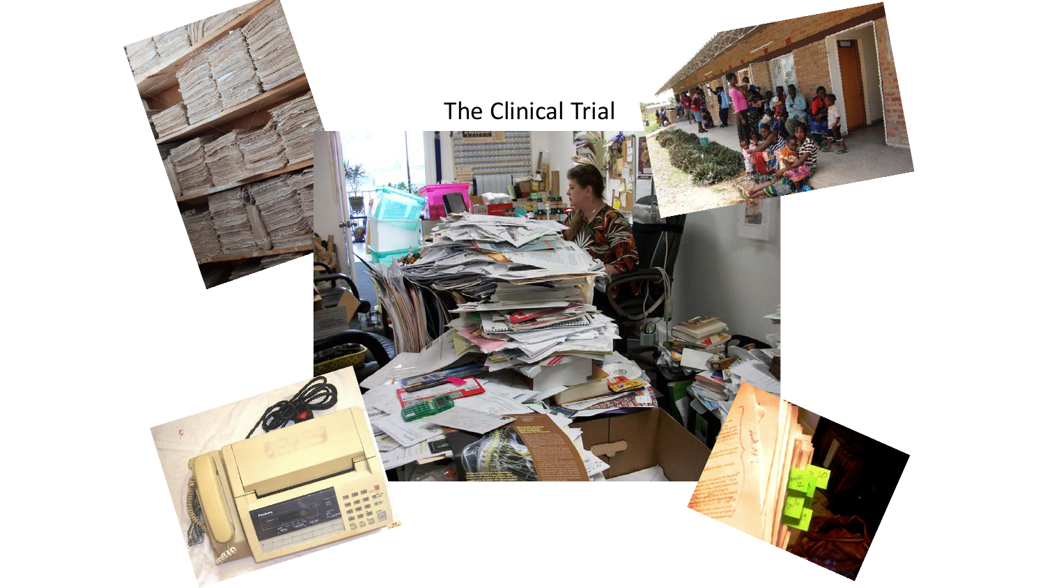# The Clinical Trial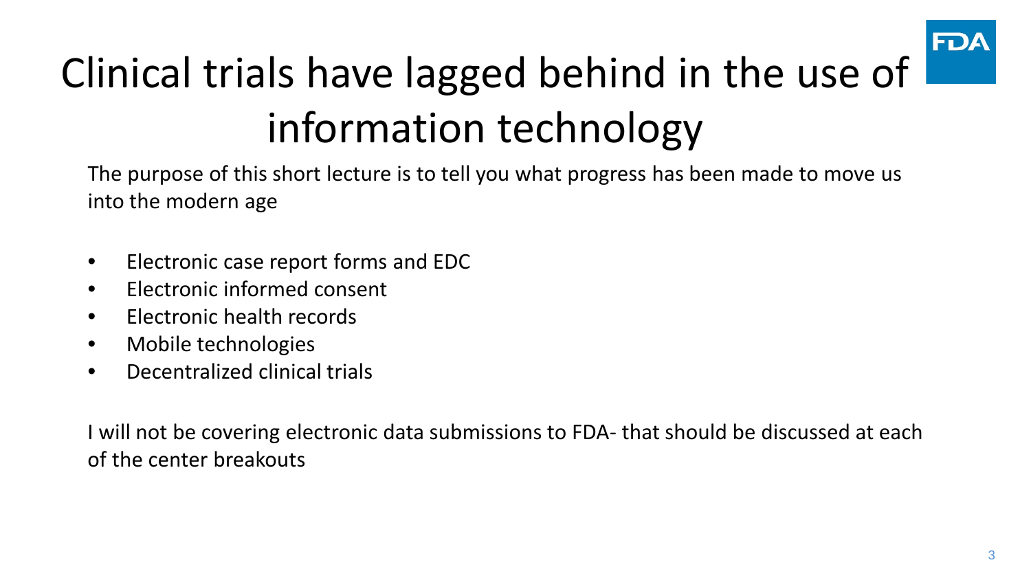# Clinical trials have lagged behind in the use of information technology

The purpose of this short lecture is to tell you what progress has been made to move us into the modern age

- Electronic case report forms and EDC
- Electronic informed consent
- Electronic health records
- Mobile technologies
- Decentralized clinical trials

I will not be covering electronic data submissions to FDA- that should be discussed at each of the center breakouts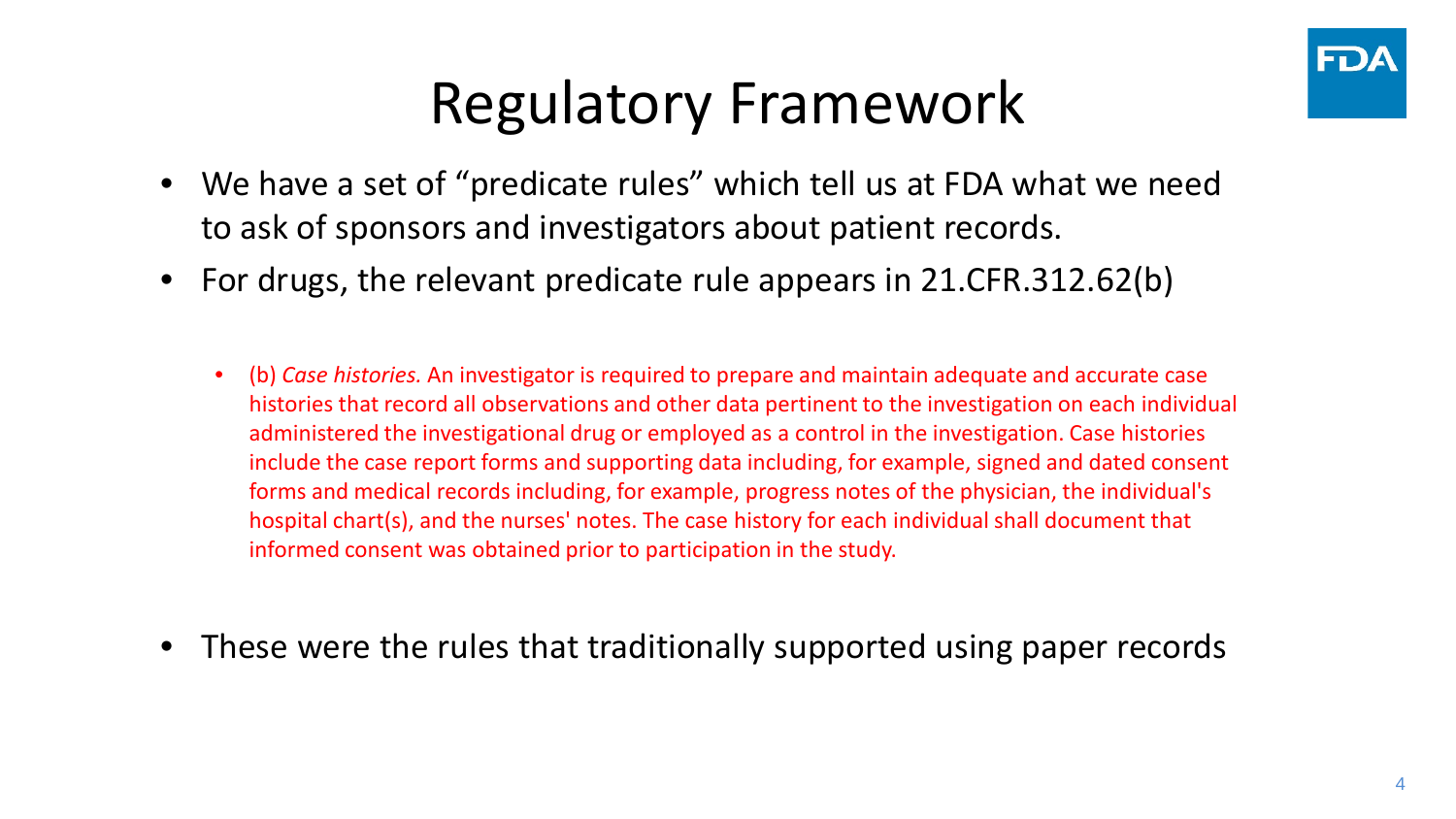# Regulatory Framework

- We have a set of "predicate rules" which tell us at FDA what we need to ask of sponsors and investigators about patient records.
- For drugs, the relevant predicate rule appears in 21.CFR.312.62(b)
  - (b) *Case histories.* An investigator is required to prepare and maintain adequate and accurate case histories that record all observations and other data pertinent to the investigation on each individual administered the investigational drug or employed as a control in the investigation. Case histories include the case report forms and supporting data including, for example, signed and dated consent forms and medical records including, for example, progress notes of the physician, the individual's hospital chart(s), and the nurses' notes. The case history for each individual shall document that informed consent was obtained prior to participation in the study.
- These were the rules that traditionally supported using paper records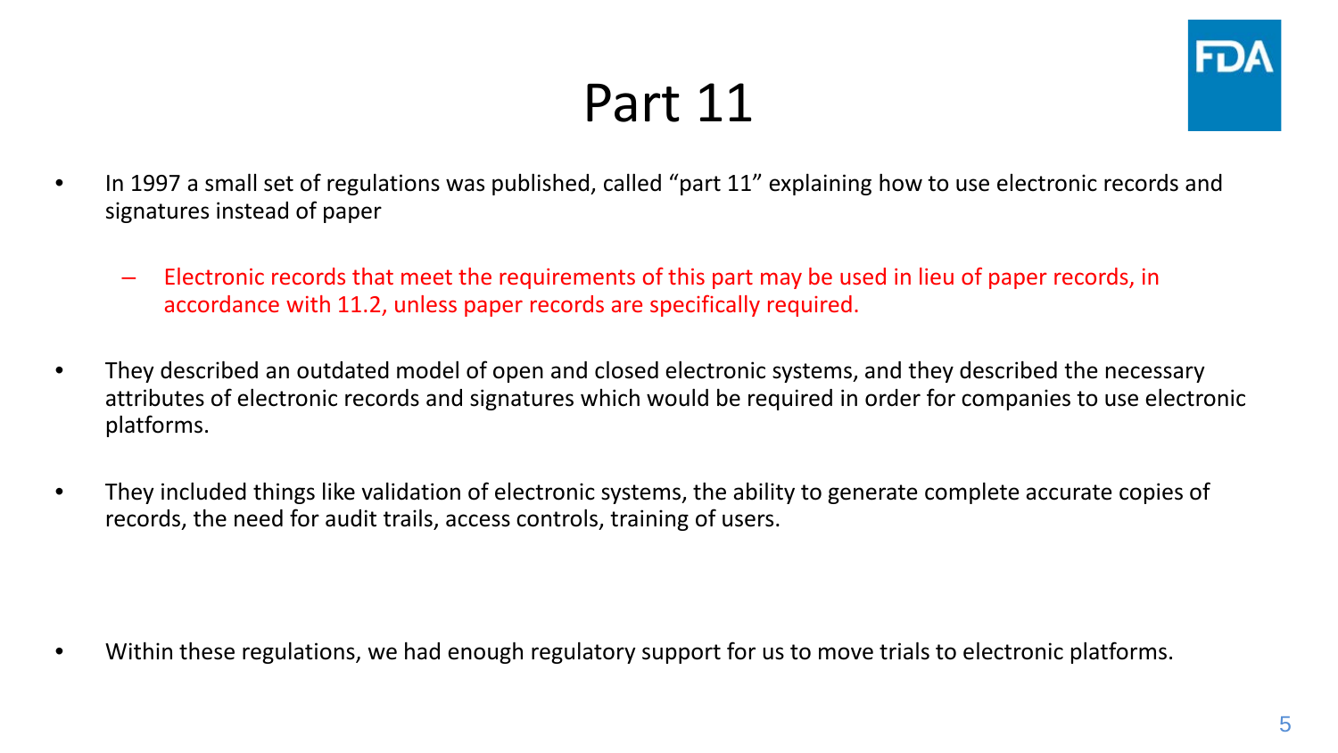# Part 11

- In 1997 a small set of regulations was published, called “part 11” explaining how to use electronic records and signatures instead of paper
  - Electronic records that meet the requirements of this part may be used in lieu of paper records, in accordance with 11.2, unless paper records are specifically required.
- They described an outdated model of open and closed electronic systems, and they described the necessary attributes of electronic records and signatures which would be required in order for companies to use electronic platforms.
- They included things like validation of electronic systems, the ability to generate complete accurate copies of records, the need for audit trails, access controls, training of users.
- Within these regulations, we had enough regulatory support for us to move trials to electronic platforms.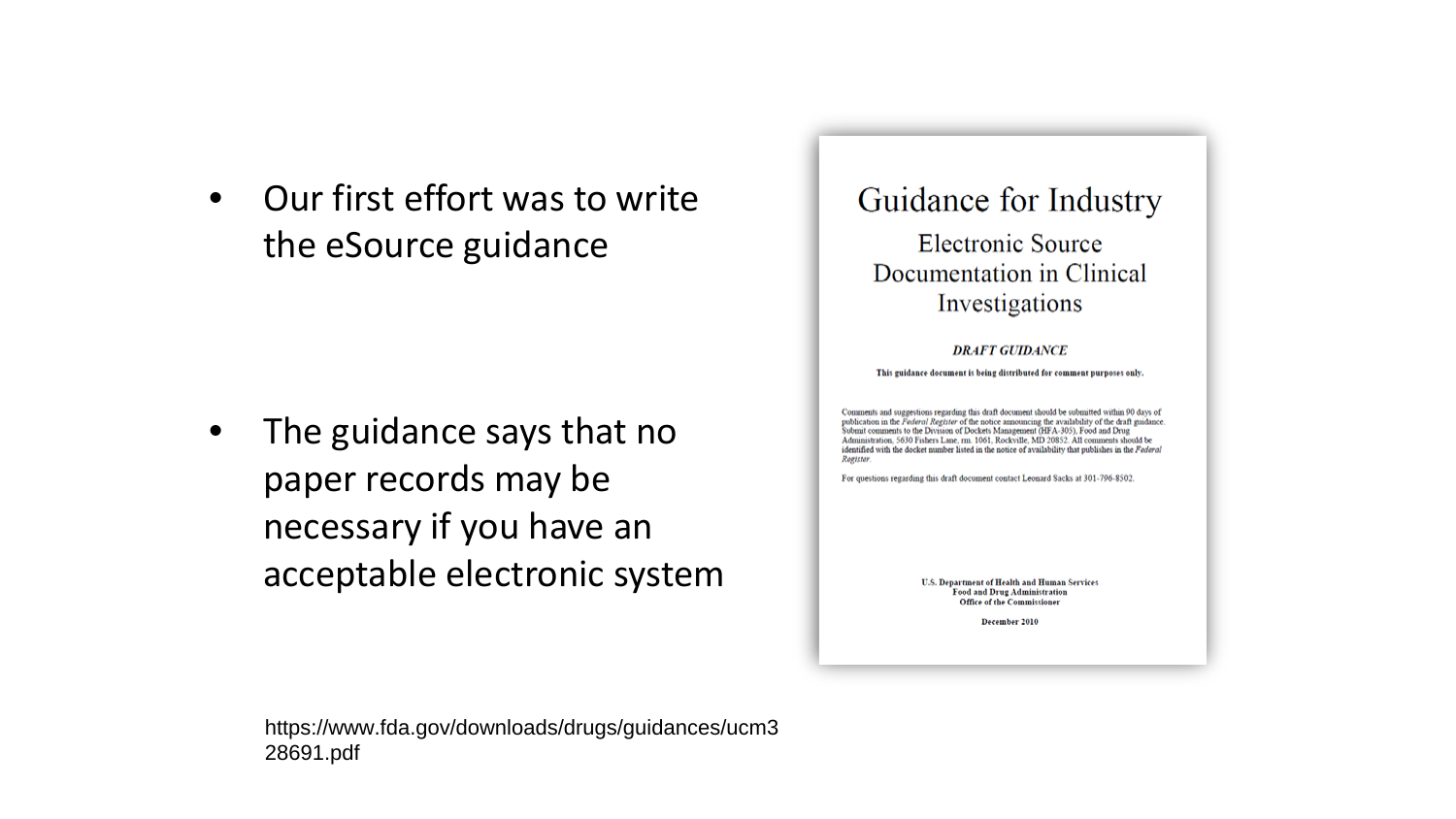- Our first effort was to write the eSource guidance

- The guidance says that no paper records may be necessary if you have an acceptable electronic system

# Guidance for Industry

## Electronic Source Documentation in Clinical Investigations

***DRAFT GUIDANCE***

**This guidance document is being distributed for comment purposes only.**

Comments and suggestions regarding this draft document should be submitted within 90 days of publication in the *Federal Register* of the notice announcing the availability of the draft guidance. Submit comments to the Division of Dockets Management (HFA-305), Food and Drug Administration, 5630 Fishers Lane, rm. 1061, Rockville, MD 20852. All comments should be identified with the docket number listed in the notice of availability that publishes in the *Federal Register*.

For questions regarding this draft document contact Leonard Sacks at 301-796-8502.

**U.S. Department of Health and Human Services**
**Food and Drug Administration**
**Office of the Commissioner**

**December 2010**

https://www.fda.gov/downloads/drugs/guidances/ucm328691.pdf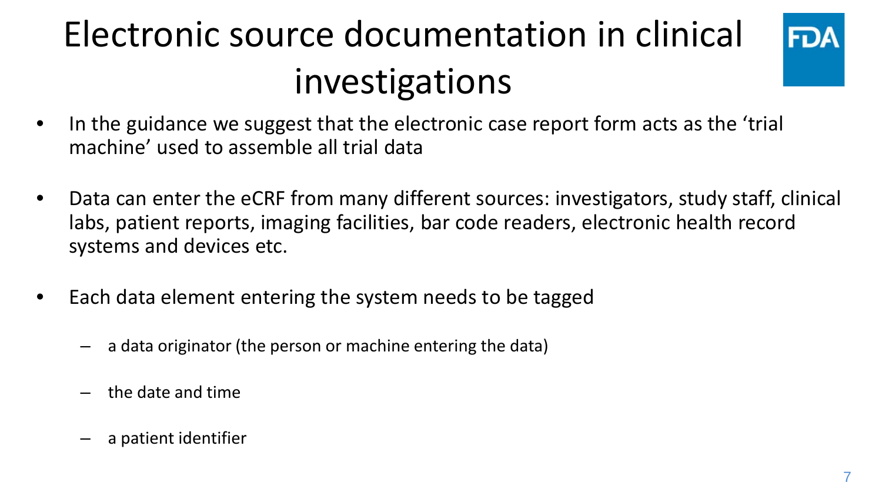# Electronic source documentation in clinical investigations

- In the guidance we suggest that the electronic case report form acts as the 'trial machine' used to assemble all trial data
- Data can enter the eCRF from many different sources: investigators, study staff, clinical labs, patient reports, imaging facilities, bar code readers, electronic health record systems and devices etc.
- Each data element entering the system needs to be tagged
  - a data originator (the person or machine entering the data)
  - the date and time
  - a patient identifier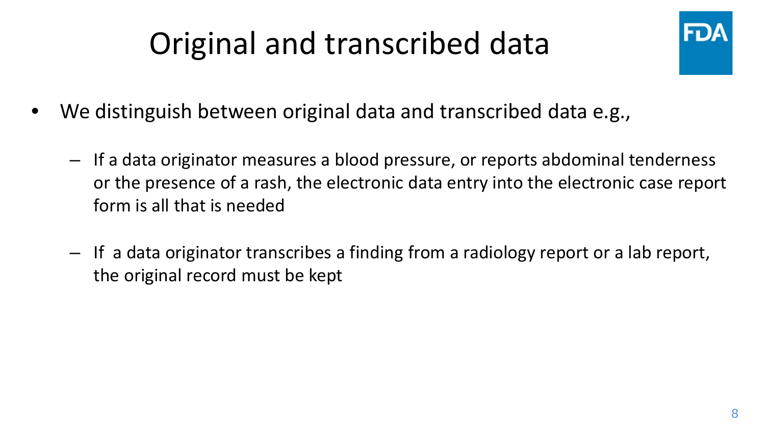# Original and transcribed data

- We distinguish between original data and transcribed data e.g.,
  - If a data originator measures a blood pressure, or reports abdominal tenderness or the presence of a rash, the electronic data entry into the electronic case report form is all that is needed
  - If a data originator transcribes a finding from a radiology report or a lab report, the original record must be kept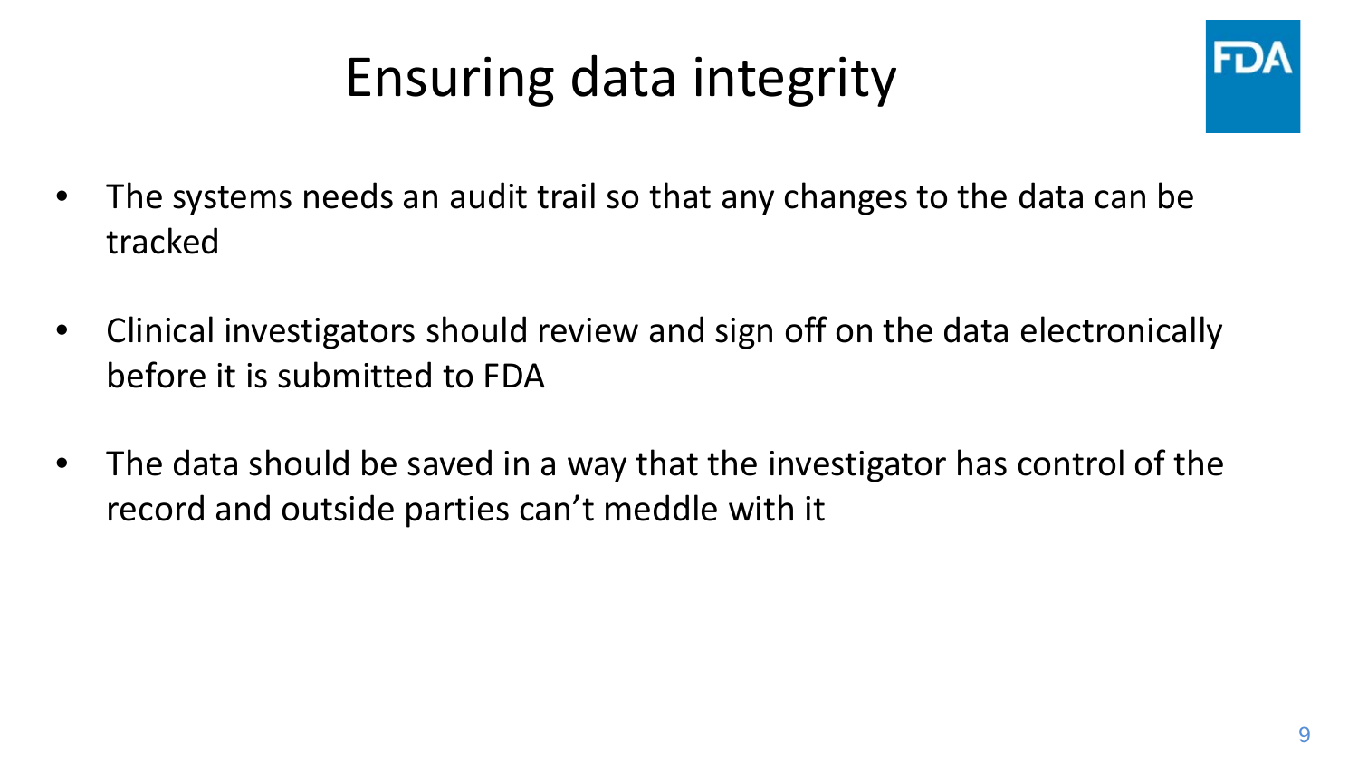# Ensuring data integrity

- The systems needs an audit trail so that any changes to the data can be tracked
- Clinical investigators should review and sign off on the data electronically before it is submitted to FDA
- The data should be saved in a way that the investigator has control of the record and outside parties can't meddle with it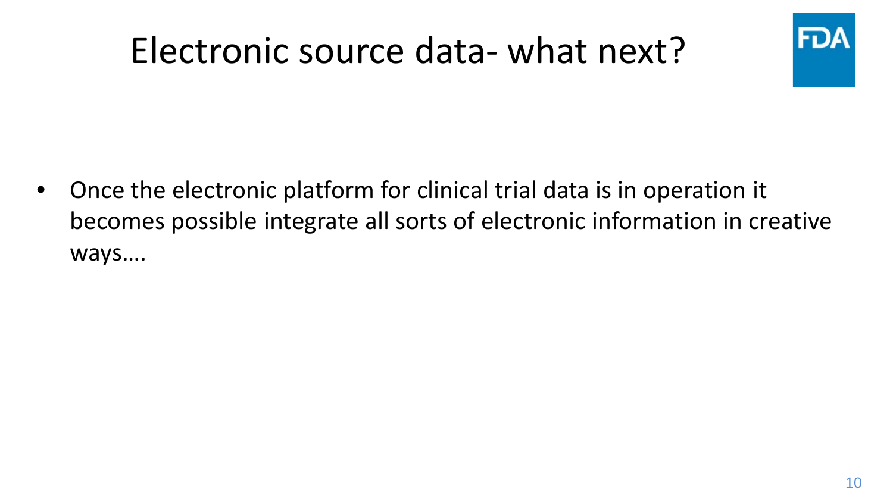# Electronic source data- what next?

- Once the electronic platform for clinical trial data is in operation it becomes possible integrate all sorts of electronic information in creative ways….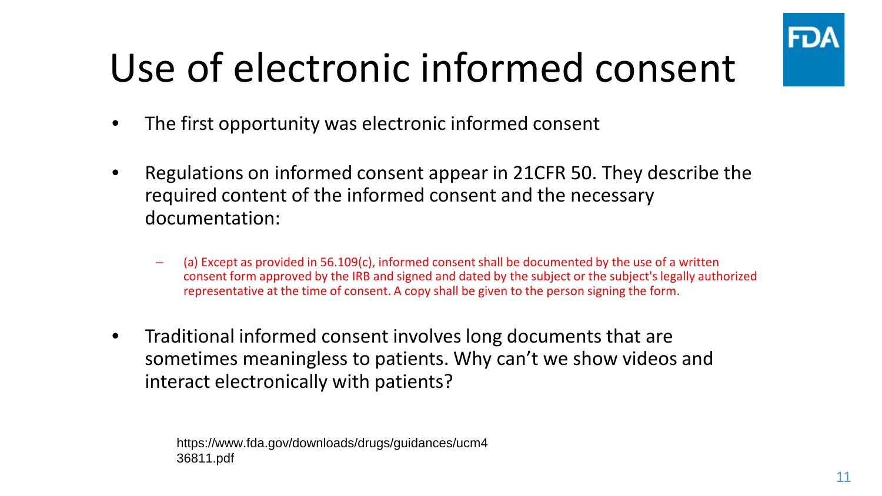# Use of electronic informed consent

- The first opportunity was electronic informed consent
- Regulations on informed consent appear in 21CFR 50. They describe the required content of the informed consent and the necessary documentation:
  - (a) Except as provided in 56.109(c), informed consent shall be documented by the use of a written consent form approved by the IRB and signed and dated by the subject or the subject's legally authorized representative at the time of consent. A copy shall be given to the person signing the form.
- Traditional informed consent involves long documents that are sometimes meaningless to patients. Why can't we show videos and interact electronically with patients?

https://www.fda.gov/downloads/drugs/guidances/ucm436811.pdf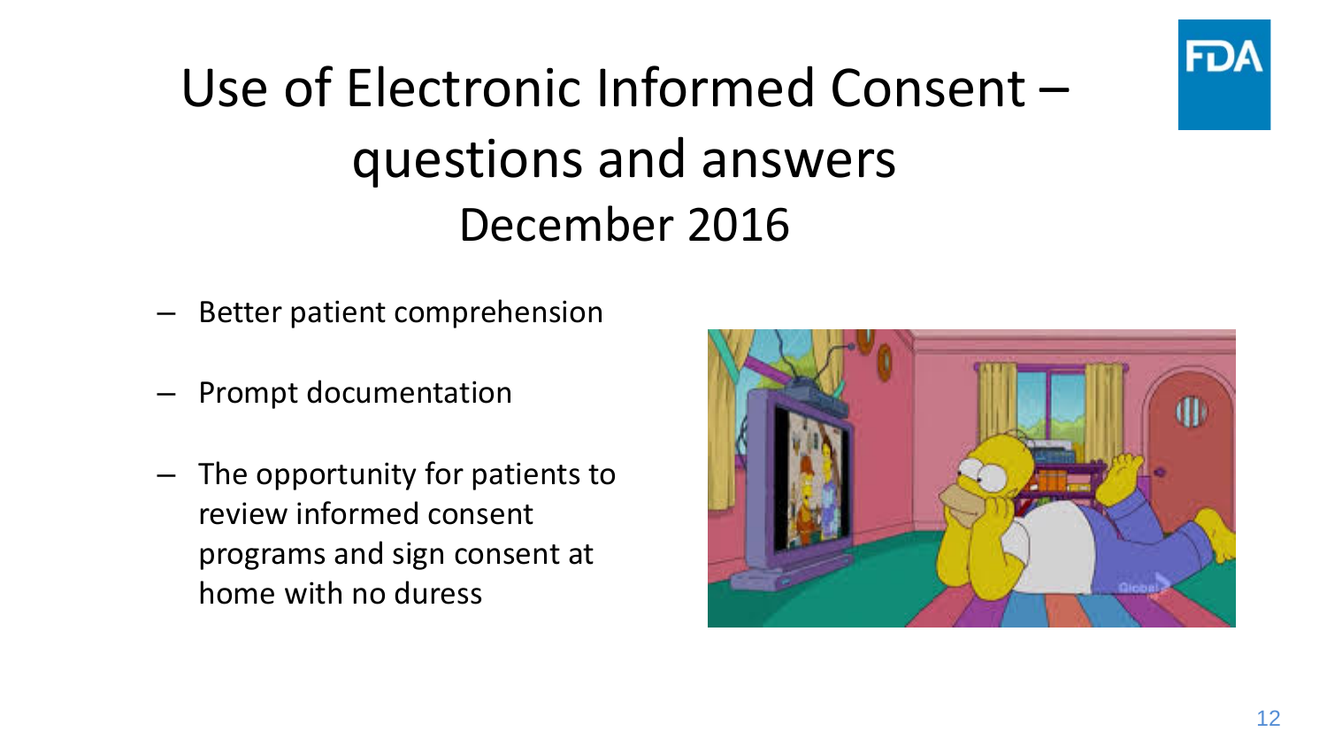# Use of Electronic Informed Consent – questions and answers December 2016

- Better patient comprehension
- Prompt documentation
- The opportunity for patients to review informed consent programs and sign consent at home with no duress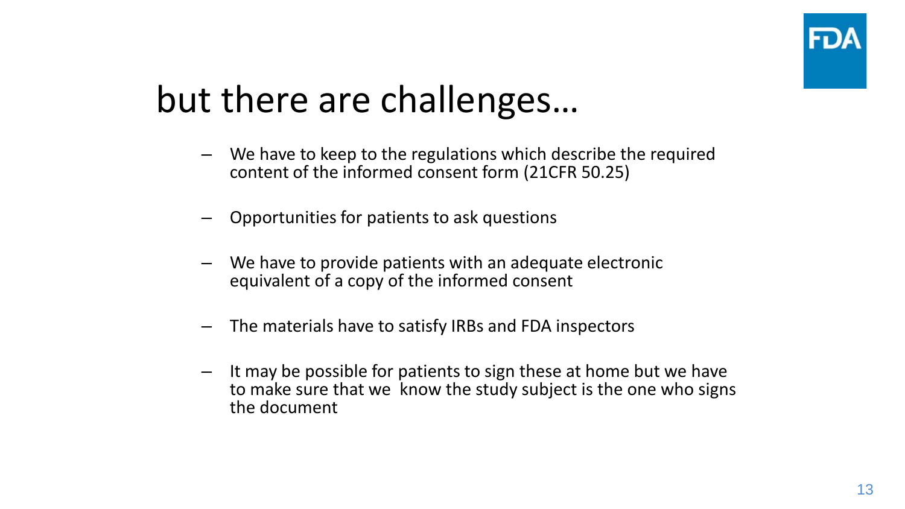# but there are challenges…

- We have to keep to the regulations which describe the required content of the informed consent form (21CFR 50.25)
- Opportunities for patients to ask questions
- We have to provide patients with an adequate electronic equivalent of a copy of the informed consent
- The materials have to satisfy IRBs and FDA inspectors
- It may be possible for patients to sign these at home but we have to make sure that we know the study subject is the one who signs the document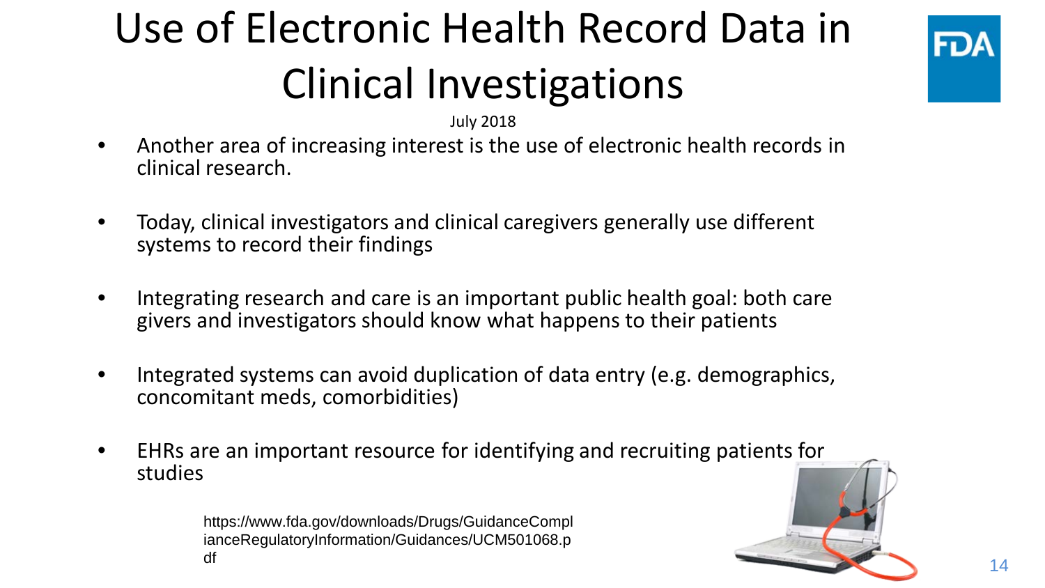# Use of Electronic Health Record Data in Clinical Investigations

July 2018

- Another area of increasing interest is the use of electronic health records in clinical research.
- Today, clinical investigators and clinical caregivers generally use different systems to record their findings
- Integrating research and care is an important public health goal: both care givers and investigators should know what happens to their patients
- Integrated systems can avoid duplication of data entry (e.g. demographics, concomitant meds, comorbidities)
- EHRs are an important resource for identifying and recruiting patients for studies

https://www.fda.gov/downloads/Drugs/GuidanceComplianceRegulatoryInformation/Guidances/UCM501068.pdf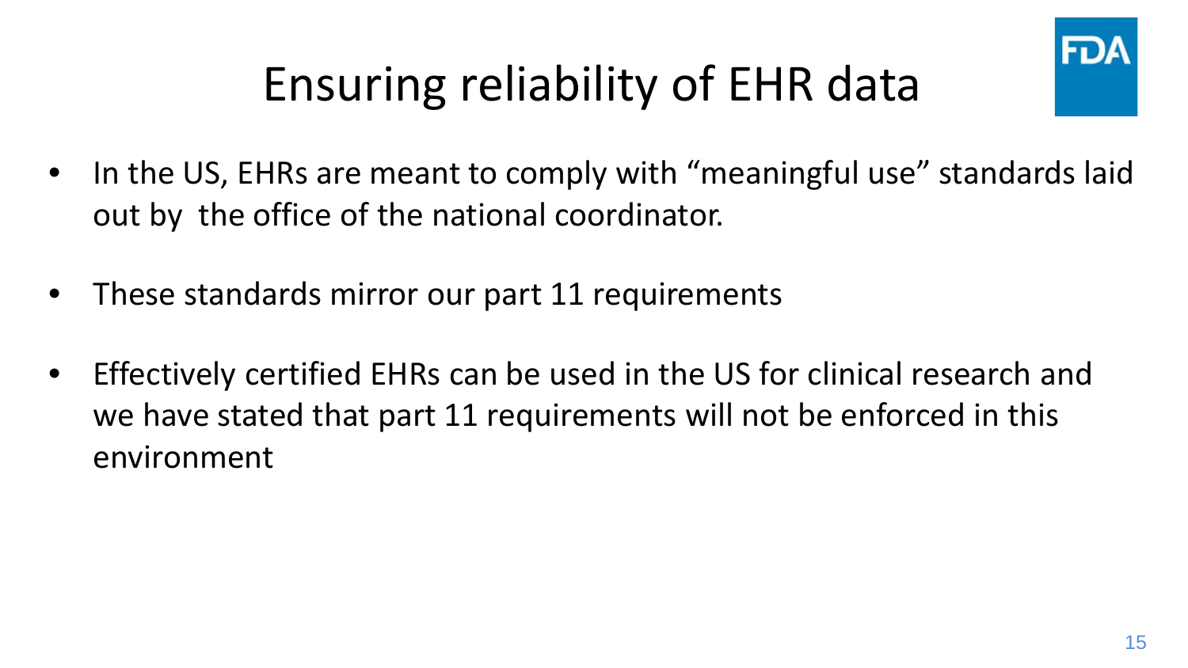# Ensuring reliability of EHR data

- In the US, EHRs are meant to comply with "meaningful use" standards laid out by the office of the national coordinator.
- These standards mirror our part 11 requirements
- Effectively certified EHRs can be used in the US for clinical research and we have stated that part 11 requirements will not be enforced in this environment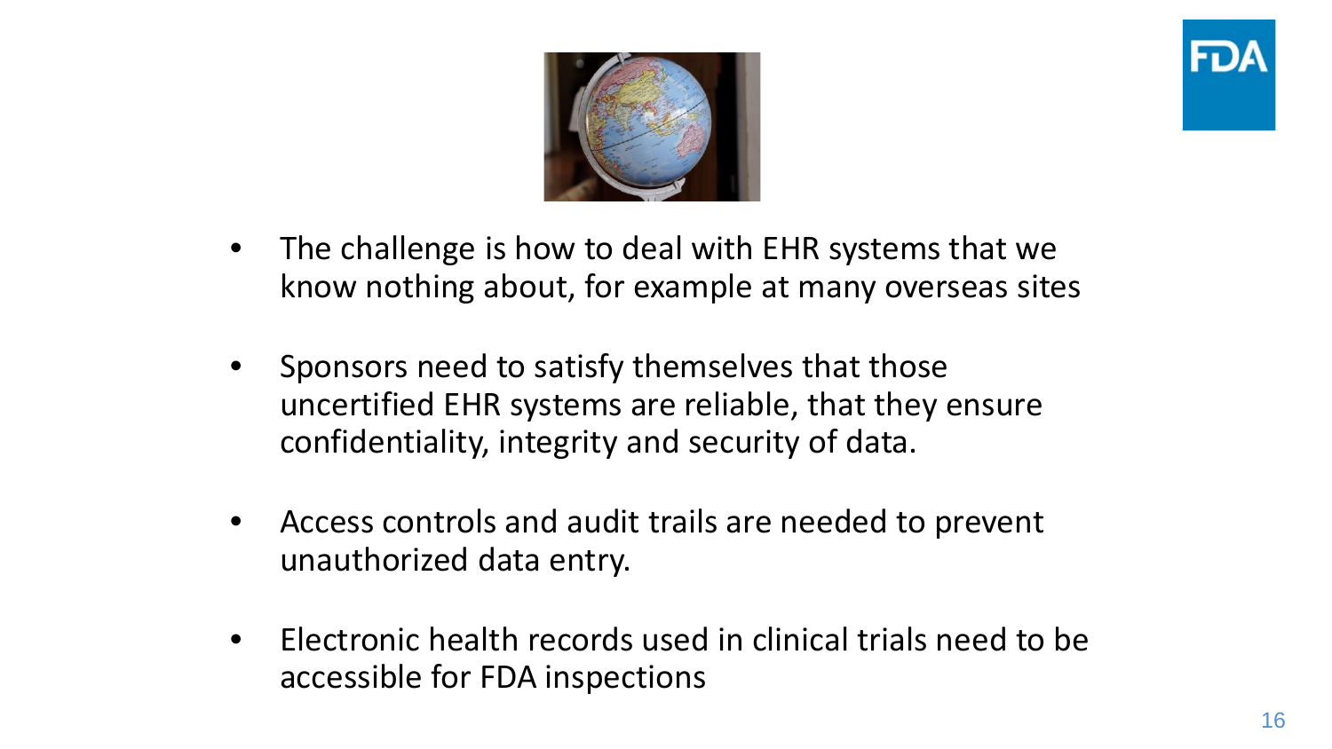- The challenge is how to deal with EHR systems that we know nothing about, for example at many overseas sites

- Sponsors need to satisfy themselves that those uncertified EHR systems are reliable, that they ensure confidentiality, integrity and security of data.

- Access controls and audit trails are needed to prevent unauthorized data entry.

- Electronic health records used in clinical trials need to be accessible for FDA inspections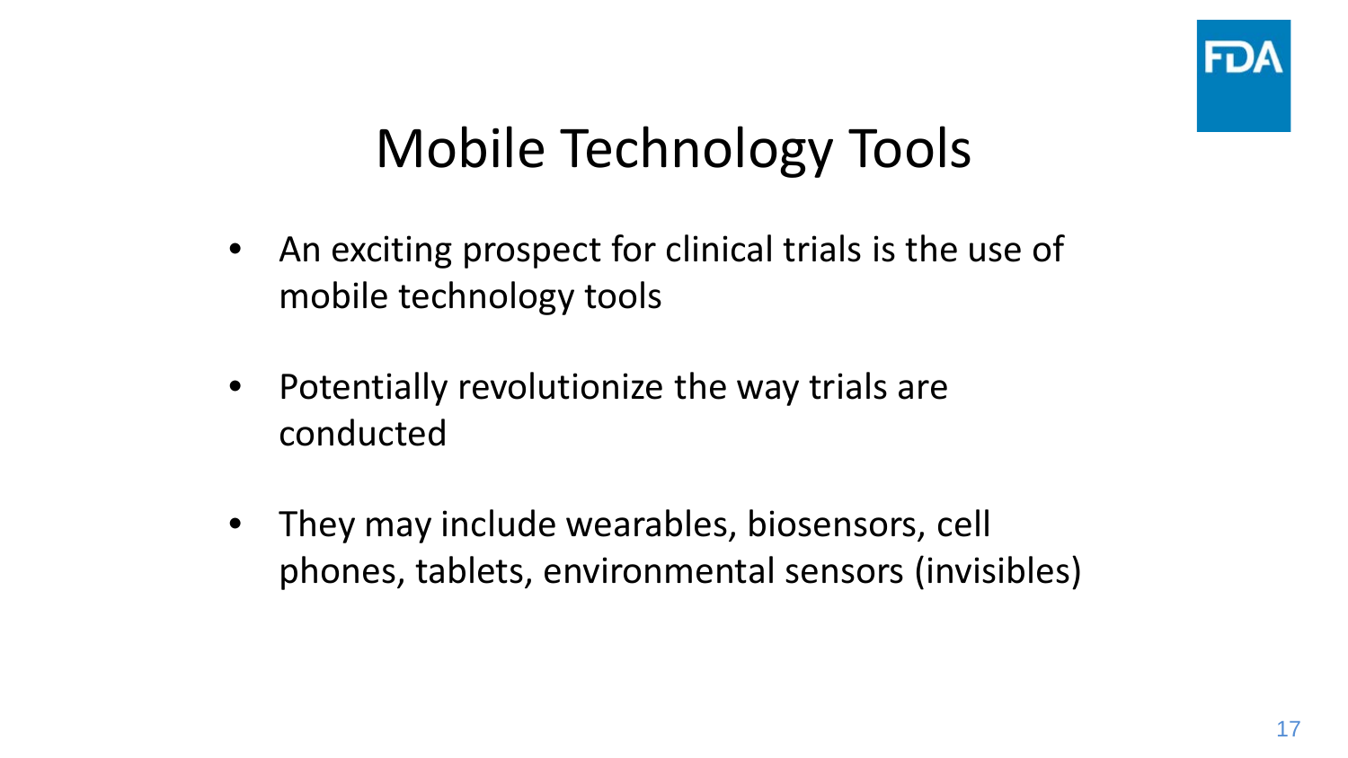# Mobile Technology Tools

- An exciting prospect for clinical trials is the use of mobile technology tools
- Potentially revolutionize the way trials are conducted
- They may include wearables, biosensors, cell phones, tablets, environmental sensors (invisibles)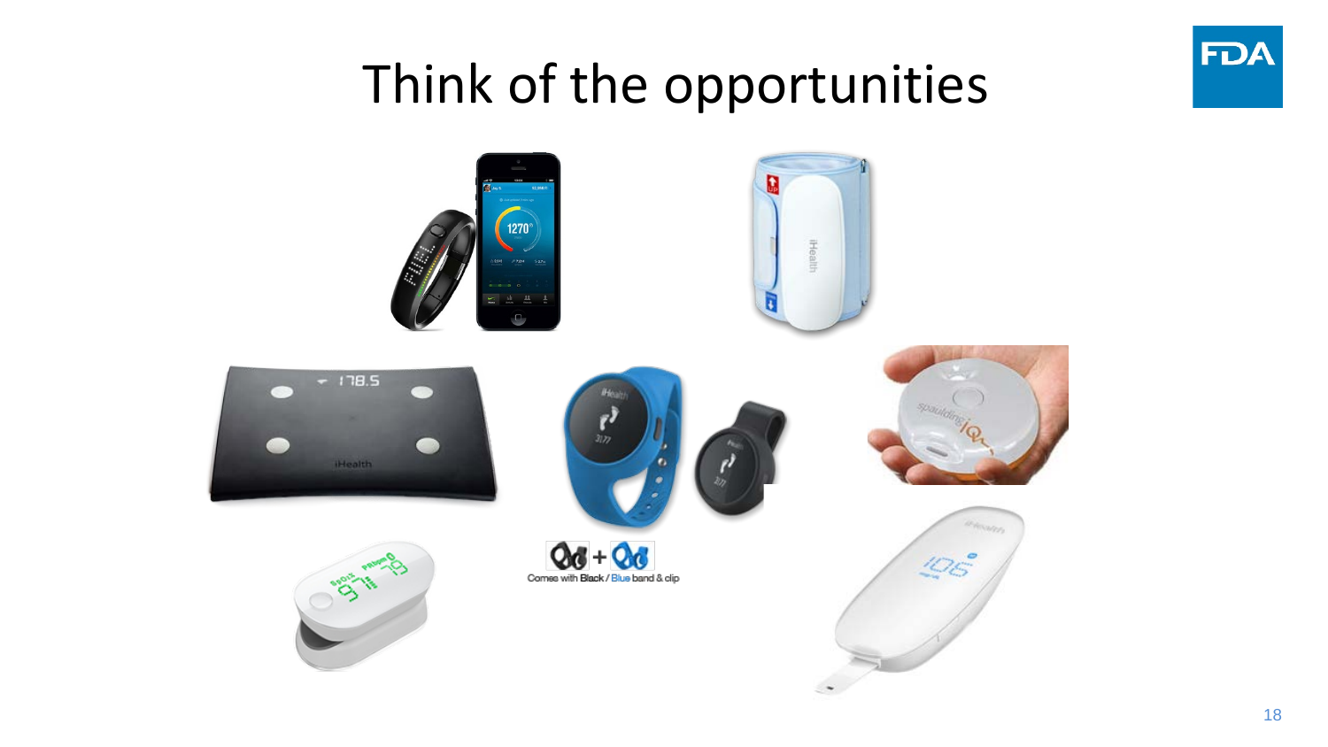# Think of the opportunities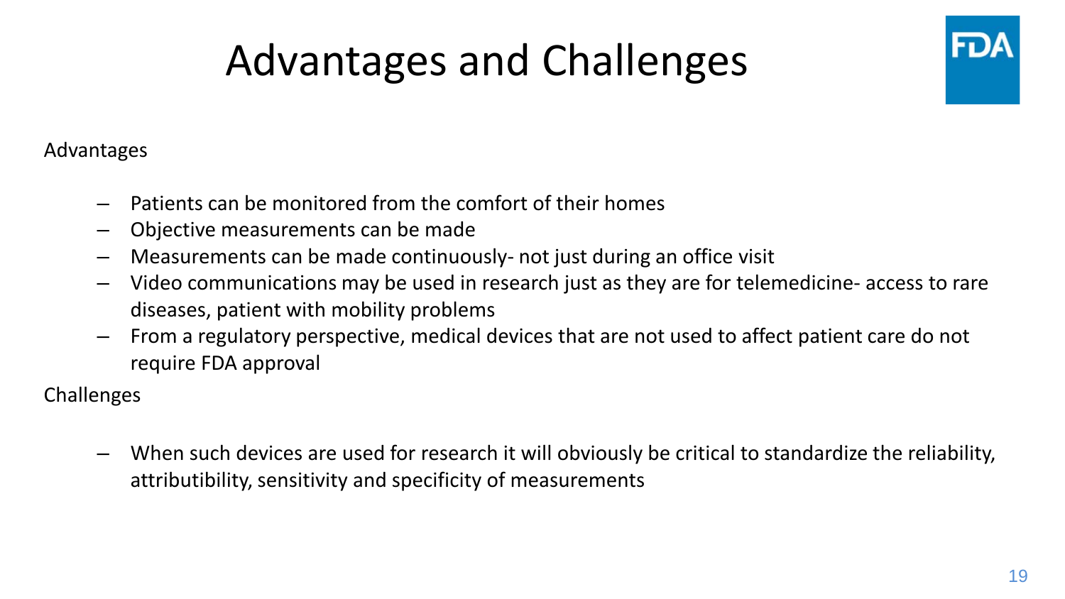# Advantages and Challenges

Advantages

- Patients can be monitored from the comfort of their homes
- Objective measurements can be made
- Measurements can be made continuously- not just during an office visit
- Video communications may be used in research just as they are for telemedicine- access to rare diseases, patient with mobility problems
- From a regulatory perspective, medical devices that are not used to affect patient care do not require FDA approval

Challenges

- When such devices are used for research it will obviously be critical to standardize the reliability, attributibility, sensitivity and specificity of measurements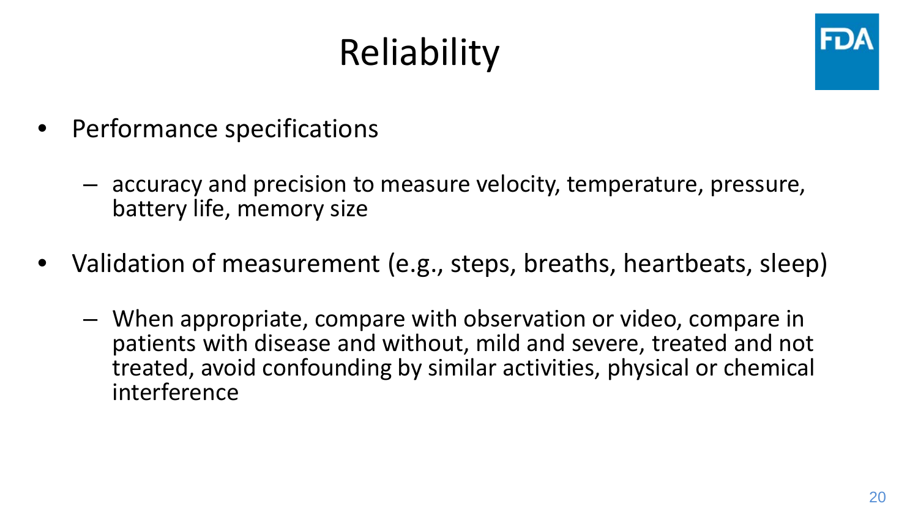# Reliability

- Performance specifications
  - accuracy and precision to measure velocity, temperature, pressure, battery life, memory size
- Validation of measurement (e.g., steps, breaths, heartbeats, sleep)
  - When appropriate, compare with observation or video, compare in patients with disease and without, mild and severe, treated and not treated, avoid confounding by similar activities, physical or chemical interference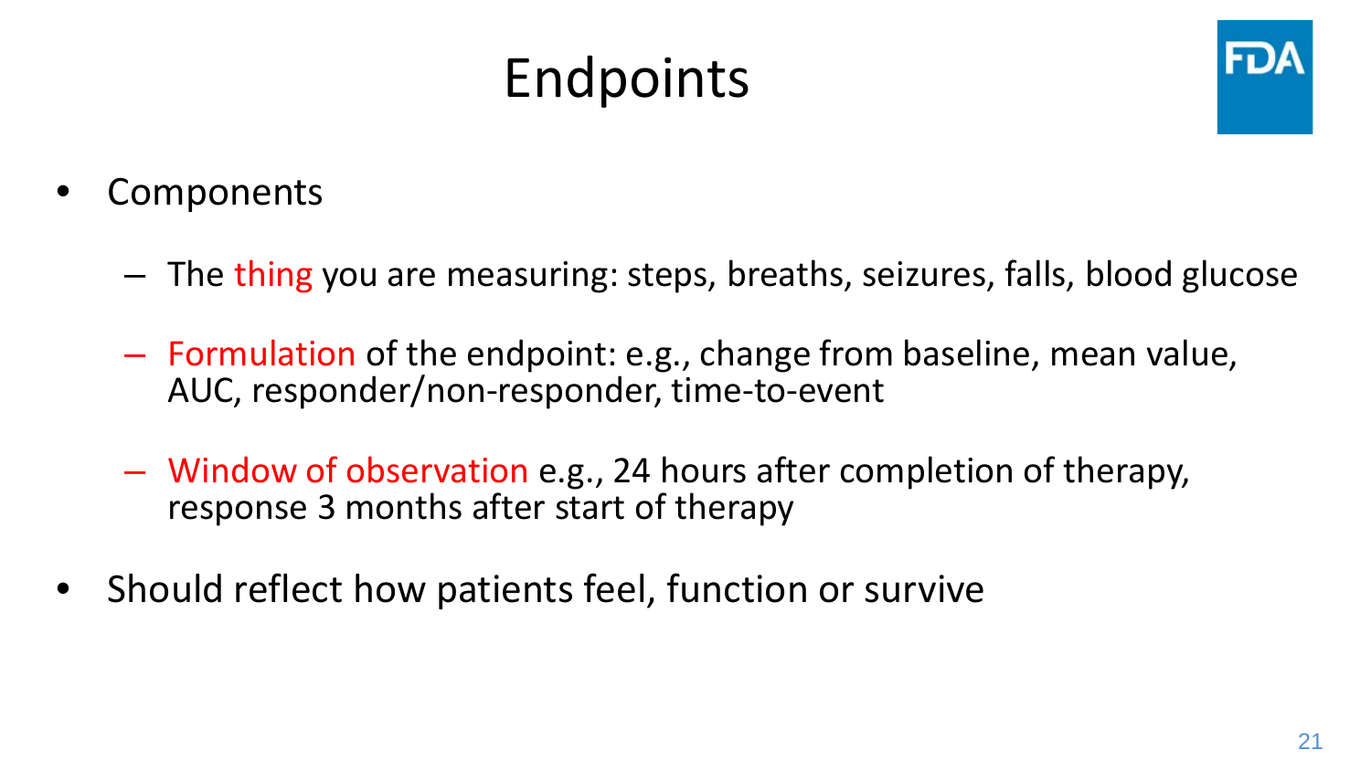# Endpoints

- Components
  - The thing you are measuring: steps, breaths, seizures, falls, blood glucose
  - Formulation of the endpoint: e.g., change from baseline, mean value, AUC, responder/non-responder, time-to-event
  - Window of observation e.g., 24 hours after completion of therapy, response 3 months after start of therapy
- Should reflect how patients feel, function or survive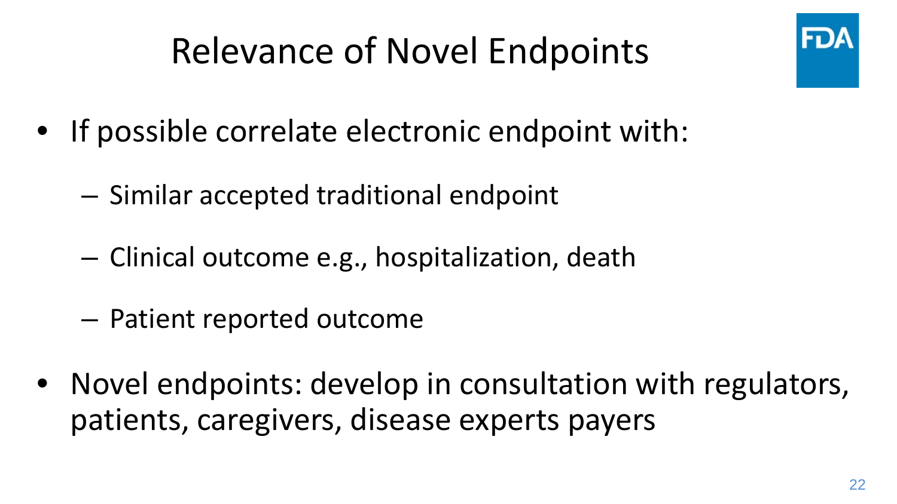# Relevance of Novel Endpoints

- If possible correlate electronic endpoint with:
  - Similar accepted traditional endpoint
  - Clinical outcome e.g., hospitalization, death
  - Patient reported outcome
- Novel endpoints: develop in consultation with regulators, patients, caregivers, disease experts payers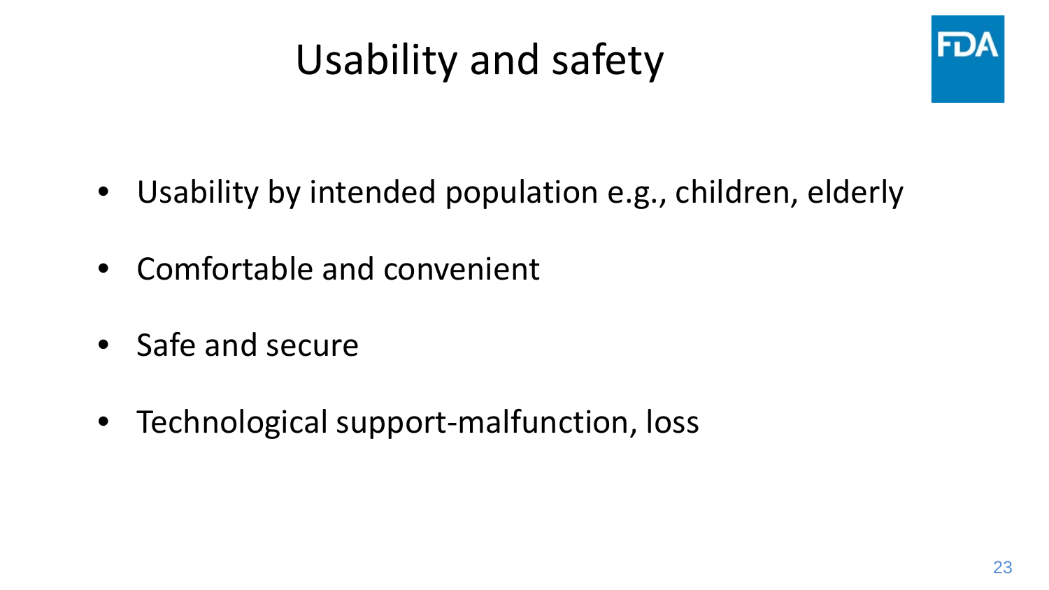# Usability and safety

- Usability by intended population e.g., children, elderly
- Comfortable and convenient
- Safe and secure
- Technological support-malfunction, loss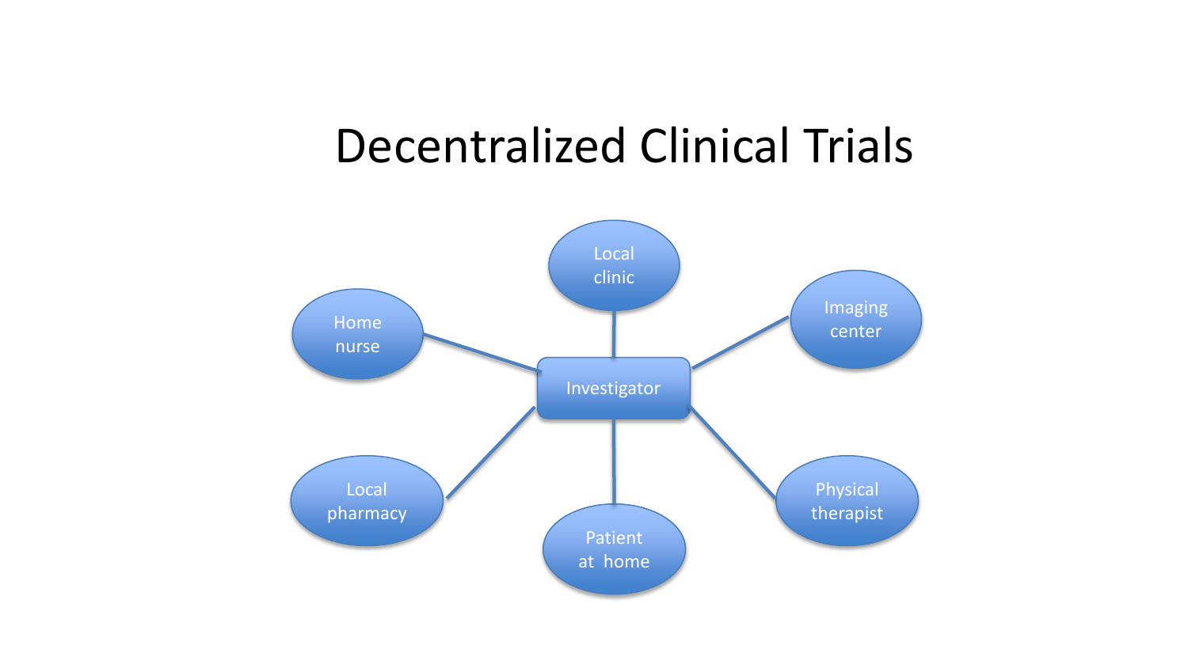# Decentralized Clinical Trials

Local clinic

Home nurse

Imaging center

Investigator

Local pharmacy

Patient at home

Physical therapist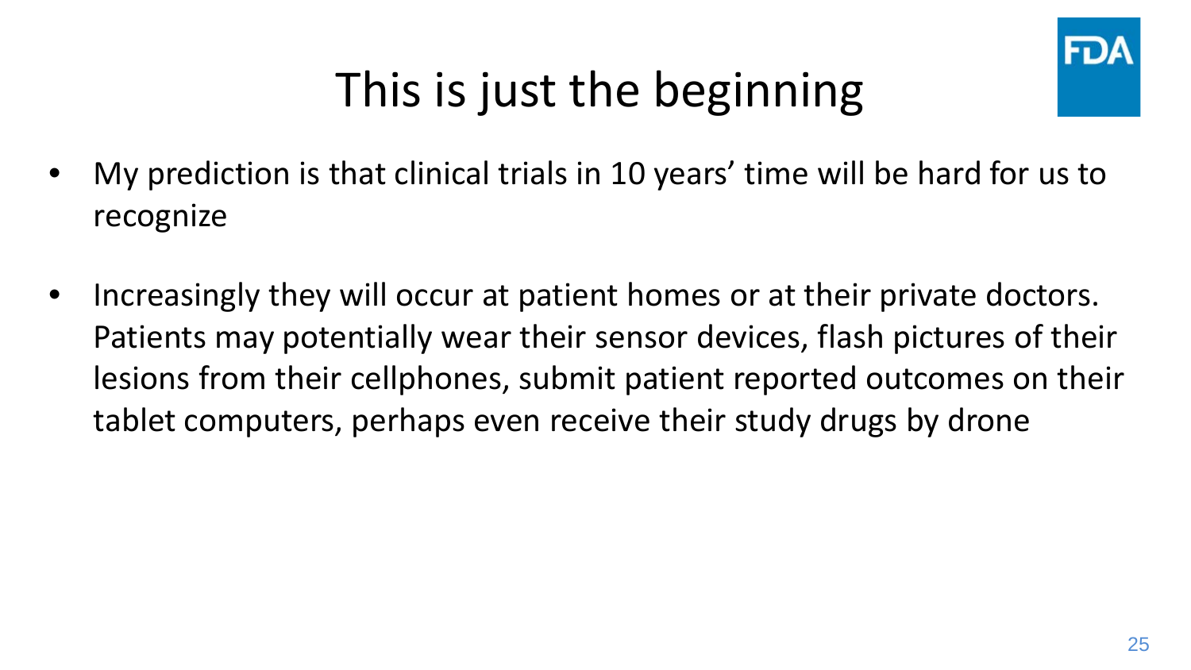# This is just the beginning

- My prediction is that clinical trials in 10 years' time will be hard for us to recognize
- Increasingly they will occur at patient homes or at their private doctors. Patients may potentially wear their sensor devices, flash pictures of their lesions from their cellphones, submit patient reported outcomes on their tablet computers, perhaps even receive their study drugs by drone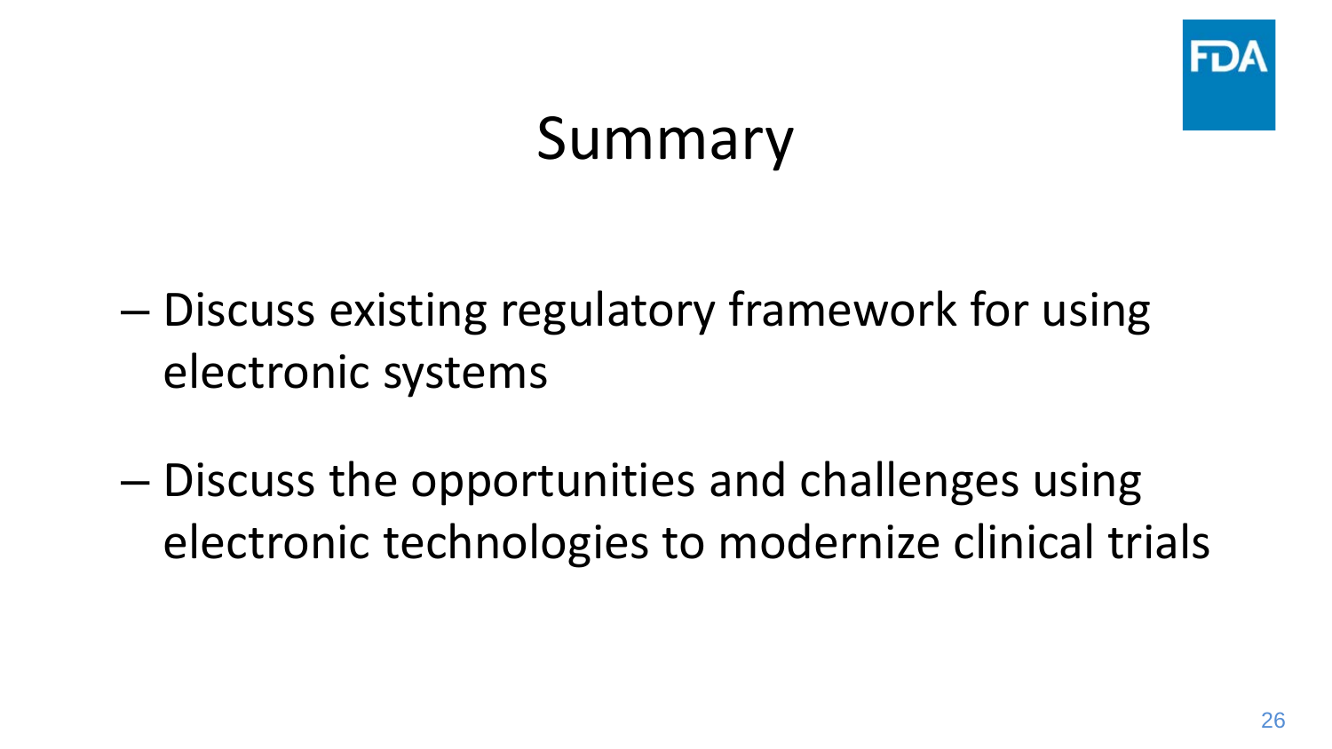# Summary

- Discuss existing regulatory framework for using electronic systems
- Discuss the opportunities and challenges using electronic technologies to modernize clinical trials